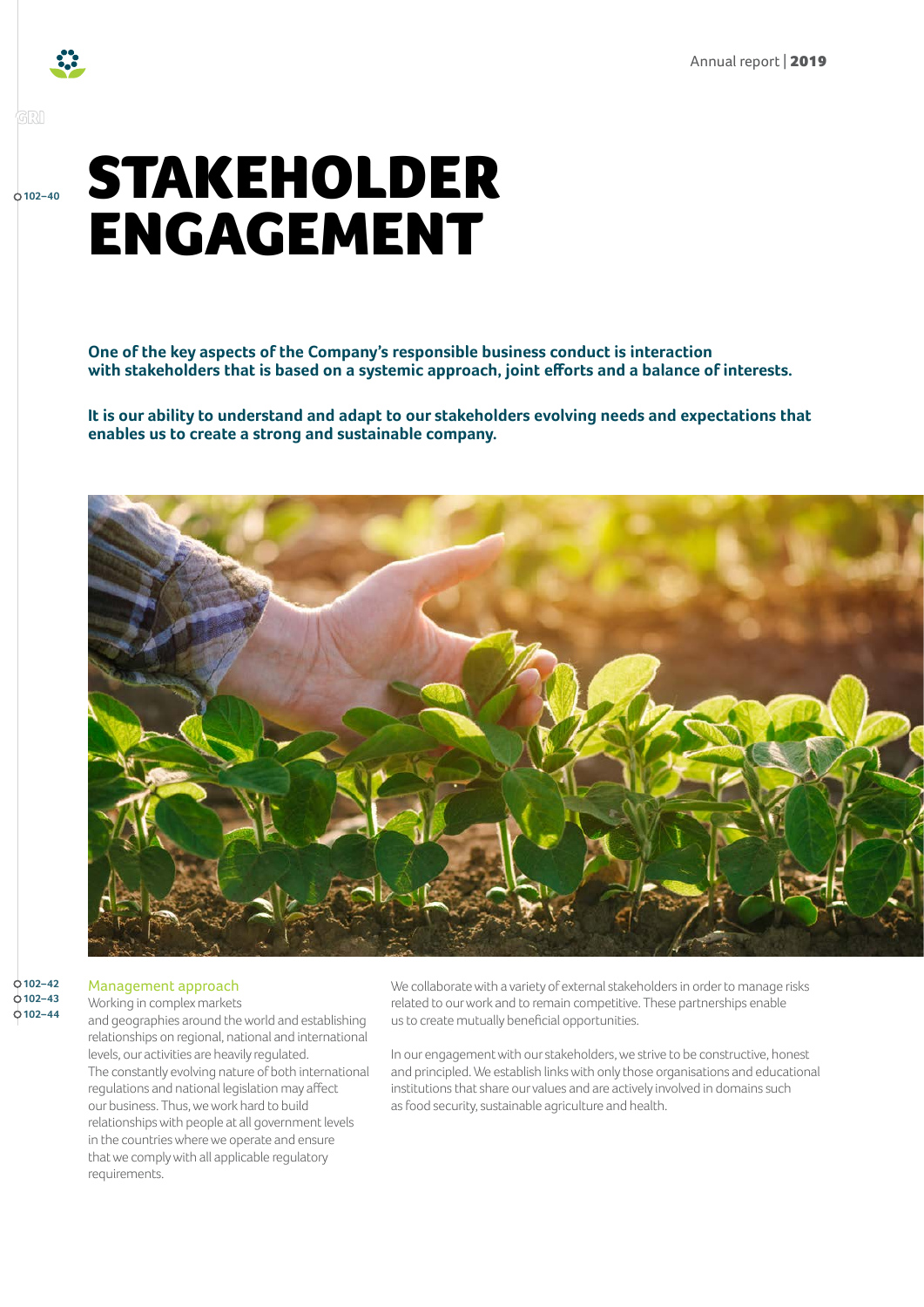# STAKEHOLDER ENGAGEMENT

GRI 102–40

**One of the key aspects of the Company's responsible business conduct is interaction with stakeholders that is based on a systemic approach, joint efforts and a balance of interests.**

**It is our ability to understand and adapt to our stakeholders evolving needs and expectations that enables us to create a strong and sustainable company.**

GRI 102–42, 102–43, 102–44

## Management approach

Working in complex markets and geographies around the world and establishing relationships on regional, national and international levels, our activities are heavily regulated. The constantly evolving nature of both international regulations and national legislation may affect our business. Thus, we work hard to build relationships with people at all government levels in the countries where we operate and ensure that we comply with all applicable regulatory requirements.

We collaborate with a variety of external stakeholders in order to manage risks related to our work and to remain competitive. These partnerships enable us to create mutually beneficial opportunities.

In our engagement with our stakeholders, we strive to be constructive, honest and principled. We establish links with only those organisations and educational institutions that share our values and are actively involved in domains such as food security, sustainable agriculture and health.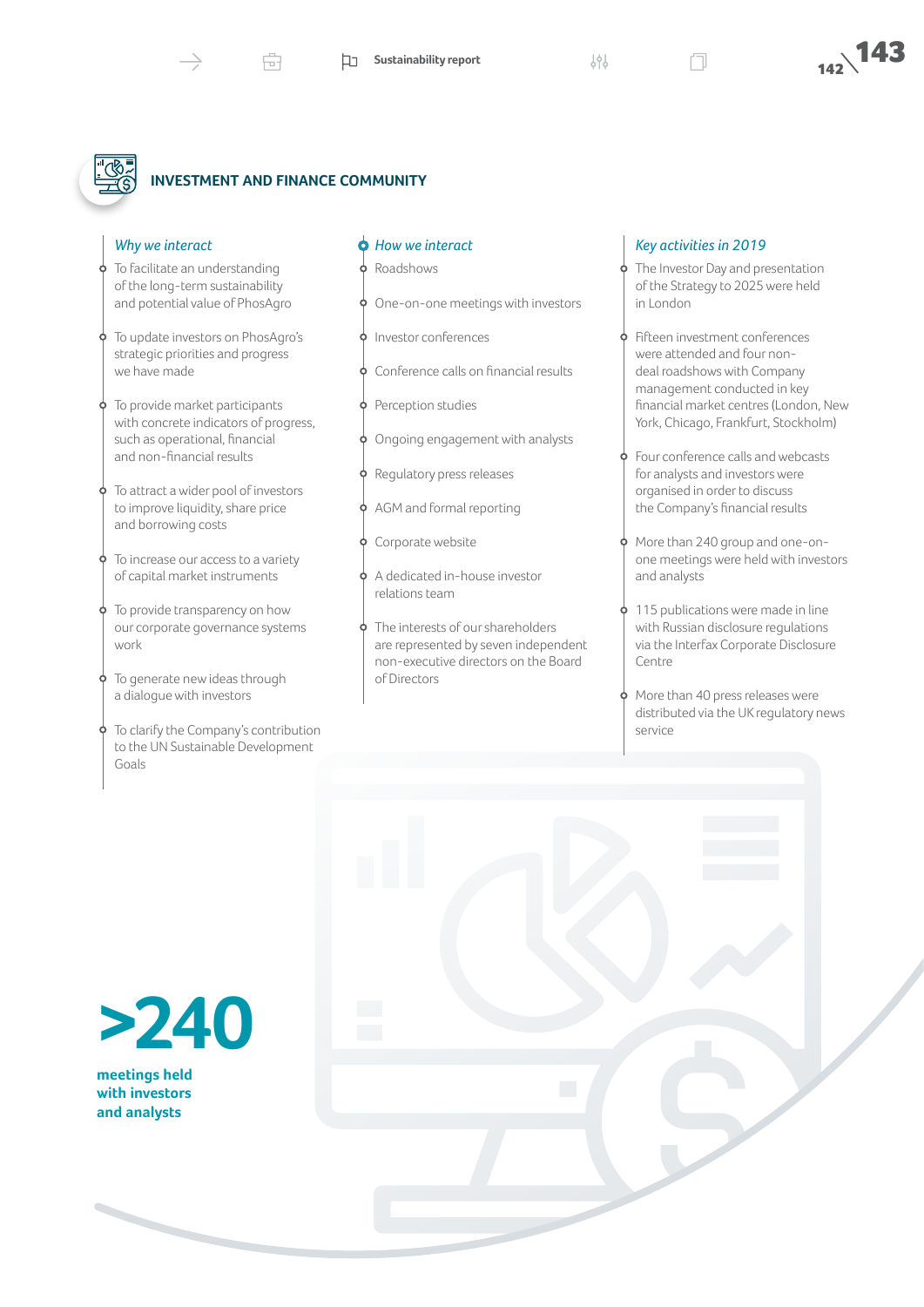## INVESTMENT AND FINANCE COMMUNITY

### *Why we interact*

- To facilitate an understanding of the long-term sustainability and potential value of PhosAgro
- To update investors on PhosAgro's strategic priorities and progress we have made
- To provide market participants with concrete indicators of progress, such as operational, financial and non-financial results
- To attract a wider pool of investors to improve liquidity, share price and borrowing costs
- To increase our access to a variety of capital market instruments
- To provide transparency on how our corporate governance systems work
- To generate new ideas through a dialogue with investors
- To clarify the Company's contribution to the UN Sustainable Development Goals

### *How we interact*

- Roadshows
- One-on-one meetings with investors
- Investor conferences
- Conference calls on financial results
- Perception studies
- Ongoing engagement with analysts
- Regulatory press releases
- AGM and formal reporting
- Corporate website
- A dedicated in-house investor relations team
- The interests of our shareholders are represented by seven independent non-executive directors on the Board of Directors

### *Key activities in 2019*

- The Investor Day and presentation of the Strategy to 2025 were held in London
- Fifteen investment conferences were attended and four non-deal roadshows with Company management conducted in key financial market centres (London, New York, Chicago, Frankfurt, Stockholm)
- Four conference calls and webcasts for analysts and investors were organised in order to discuss the Company's financial results
- More than 240 group and one-on-one meetings were held with investors and analysts
- 115 publications were made in line with Russian disclosure regulations via the Interfax Corporate Disclosure Centre
- More than 40 press releases were distributed via the UK regulatory news service

**>240**

**meetings held with investors and analysts**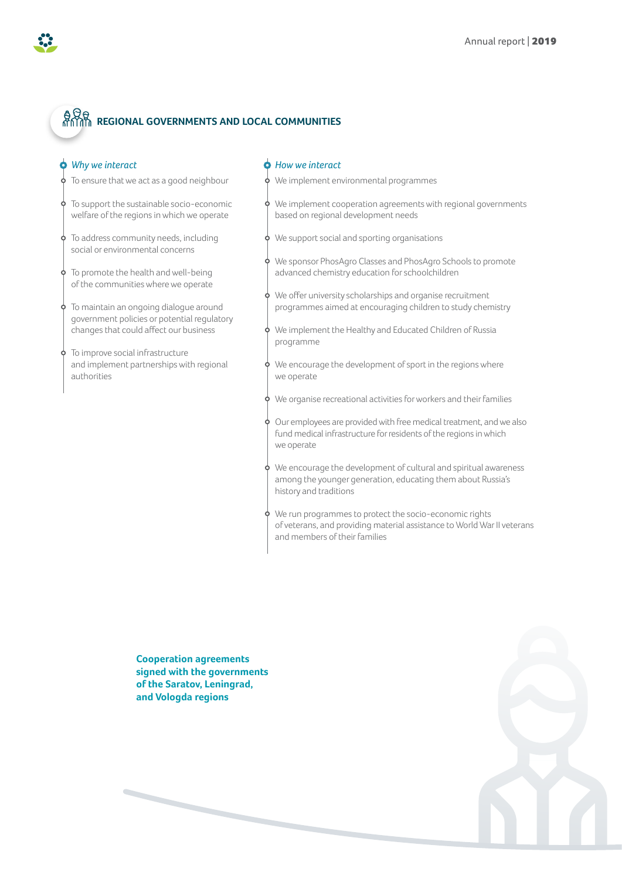## REGIONAL GOVERNMENTS AND LOCAL COMMUNITIES

### *Why we interact*

- To ensure that we act as a good neighbour
- To support the sustainable socio-economic welfare of the regions in which we operate
- To address community needs, including social or environmental concerns
- To promote the health and well-being of the communities where we operate
- To maintain an ongoing dialogue around government policies or potential regulatory changes that could affect our business
- To improve social infrastructure and implement partnerships with regional authorities

### *How we interact*

- We implement environmental programmes
- We implement cooperation agreements with regional governments based on regional development needs
- We support social and sporting organisations
- We sponsor PhosAgro Classes and PhosAgro Schools to promote advanced chemistry education for schoolchildren
- We offer university scholarships and organise recruitment programmes aimed at encouraging children to study chemistry
- We implement the Healthy and Educated Children of Russia programme
- We encourage the development of sport in the regions where we operate
- We organise recreational activities for workers and their families
- Our employees are provided with free medical treatment, and we also fund medical infrastructure for residents of the regions in which we operate
- We encourage the development of cultural and spiritual awareness among the younger generation, educating them about Russia's history and traditions
- We run programmes to protect the socio-economic rights of veterans, and providing material assistance to World War II veterans and members of their families

**Cooperation agreements signed with the governments of the Saratov, Leningrad, and Vologda regions**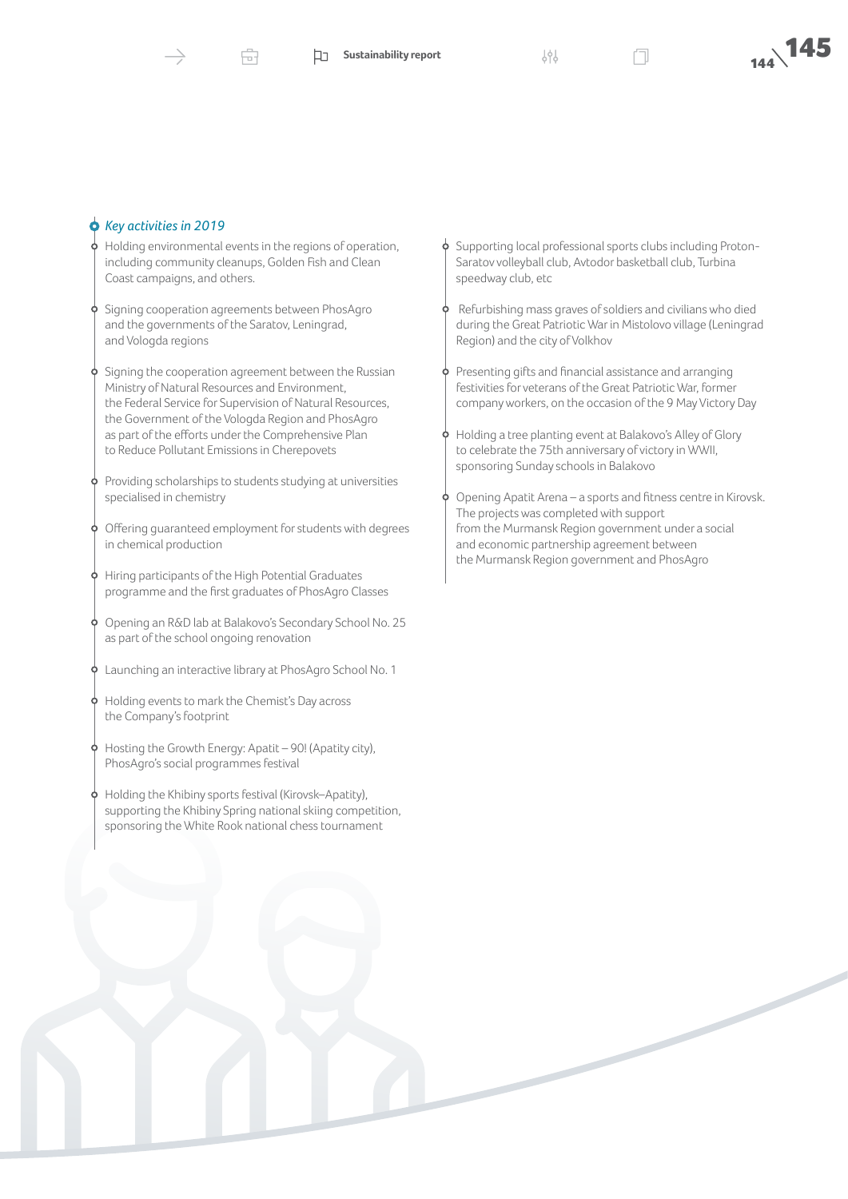### *Key activities in 2019*

- Holding environmental events in the regions of operation, including community cleanups, Golden Fish and Clean Coast campaigns, and others.
- Signing cooperation agreements between PhosAgro and the governments of the Saratov, Leningrad, and Vologda regions
- Signing the cooperation agreement between the Russian Ministry of Natural Resources and Environment, the Federal Service for Supervision of Natural Resources, the Government of the Vologda Region and PhosAgro as part of the efforts under the Comprehensive Plan to Reduce Pollutant Emissions in Cherepovets
- Providing scholarships to students studying at universities specialised in chemistry
- Offering guaranteed employment for students with degrees in chemical production
- Hiring participants of the High Potential Graduates programme and the first graduates of PhosAgro Classes
- Opening an R&D lab at Balakovo's Secondary School No. 25 as part of the school ongoing renovation
- Launching an interactive library at PhosAgro School No. 1
- Holding events to mark the Chemist's Day across the Company's footprint
- Hosting the Growth Energy: Apatit – 90! (Apatity city), PhosAgro's social programmes festival
- Holding the Khibiny sports festival (Kirovsk–Apatity), supporting the Khibiny Spring national skiing competition, sponsoring the White Rook national chess tournament
- Supporting local professional sports clubs including Proton-Saratov volleyball club, Avtodor basketball club, Turbina speedway club, etc
- Refurbishing mass graves of soldiers and civilians who died during the Great Patriotic War in Mistolovo village (Leningrad Region) and the city of Volkhov
- Presenting gifts and financial assistance and arranging festivities for veterans of the Great Patriotic War, former company workers, on the occasion of the 9 May Victory Day
- Holding a tree planting event at Balakovo's Alley of Glory to celebrate the 75th anniversary of victory in WWII, sponsoring Sunday schools in Balakovo
- Opening Apatit Arena – a sports and fitness centre in Kirovsk. The projects was completed with support from the Murmansk Region government under a social and economic partnership agreement between the Murmansk Region government and PhosAgro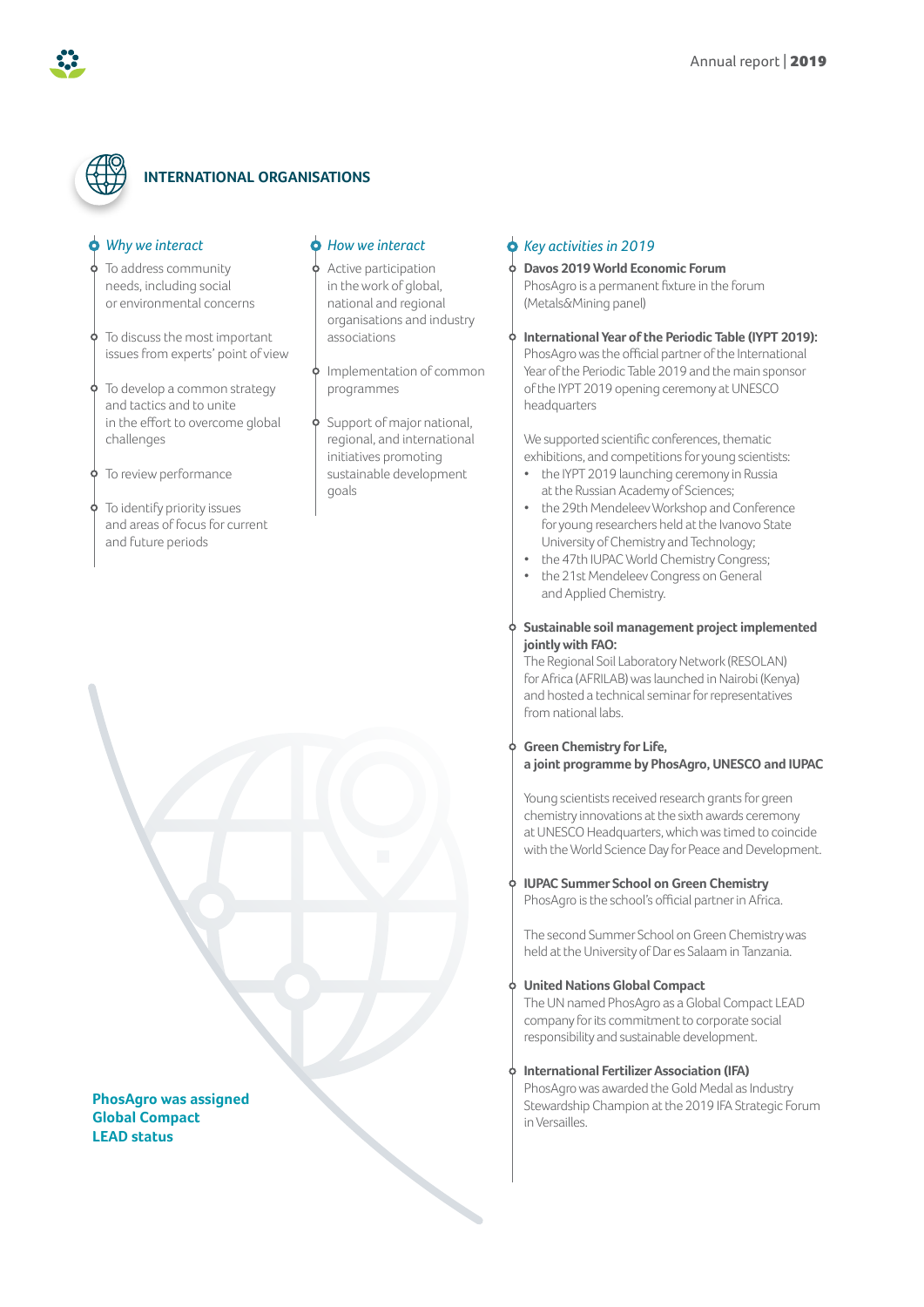## INTERNATIONAL ORGANISATIONS

### *Why we interact*

- To address community needs, including social or environmental concerns
- To discuss the most important issues from experts' point of view
- To develop a common strategy and tactics and to unite in the effort to overcome global challenges
- To review performance
- To identify priority issues and areas of focus for current and future periods

### *How we interact*

- Active participation in the work of global, national and regional organisations and industry associations
- Implementation of common programmes
- Support of major national, regional, and international initiatives promoting sustainable development goals

**PhosAgro was assigned Global Compact LEAD status**

### *Key activities in 2019*

**Davos 2019 World Economic Forum**
PhosAgro is a permanent fixture in the forum (Metals&Mining panel)

**International Year of the Periodic Table (IYPT 2019):**
PhosAgro was the official partner of the International Year of the Periodic Table 2019 and the main sponsor of the IYPT 2019 opening ceremony at UNESCO headquarters

We supported scientific conferences, thematic exhibitions, and competitions for young scientists:

- the IYPT 2019 launching ceremony in Russia at the Russian Academy of Sciences;
- the 29th Mendeleev Workshop and Conference for young researchers held at the Ivanovo State University of Chemistry and Technology;
- the 47th IUPAC World Chemistry Congress;
- the 21st Mendeleev Congress on General and Applied Chemistry.

**Sustainable soil management project implemented jointly with FAO:**
The Regional Soil Laboratory Network (RESOLAN) for Africa (AFRILAB) was launched in Nairobi (Kenya) and hosted a technical seminar for representatives from national labs.

**Green Chemistry for Life, a joint programme by PhosAgro, UNESCO and IUPAC**

Young scientists received research grants for green chemistry innovations at the sixth awards ceremony at UNESCO Headquarters, which was timed to coincide with the World Science Day for Peace and Development.

**IUPAC Summer School on Green Chemistry**
PhosAgro is the school's official partner in Africa.

The second Summer School on Green Chemistry was held at the University of Dar es Salaam in Tanzania.

**United Nations Global Compact**
The UN named PhosAgro as a Global Compact LEAD company for its commitment to corporate social responsibility and sustainable development.

**International Fertilizer Association (IFA)**
PhosAgro was awarded the Gold Medal as Industry Stewardship Champion at the 2019 IFA Strategic Forum in Versailles.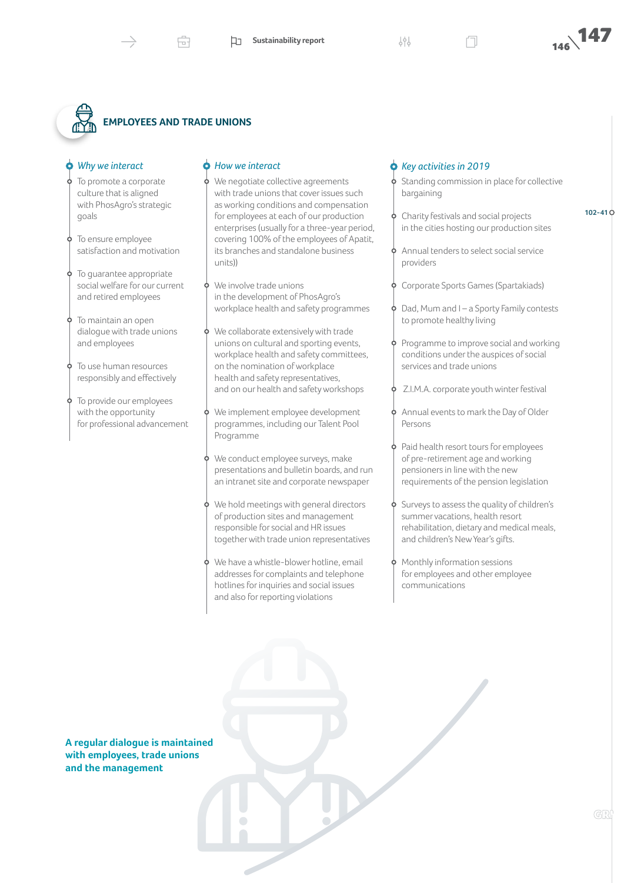## EMPLOYEES AND TRADE UNIONS

### *Why we interact*

- To promote a corporate culture that is aligned with PhosAgro's strategic goals
- To ensure employee satisfaction and motivation
- To guarantee appropriate social welfare for our current and retired employees
- To maintain an open dialogue with trade unions and employees
- To use human resources responsibly and effectively
- To provide our employees with the opportunity for professional advancement

### *How we interact*

- We negotiate collective agreements with trade unions that cover issues such as working conditions and compensation for employees at each of our production enterprises (usually for a three-year period, covering 100% of the employees of Apatit, its branches and standalone business units))
- We involve trade unions in the development of PhosAgro's workplace health and safety programmes
- We collaborate extensively with trade unions on cultural and sporting events, workplace health and safety committees, on the nomination of workplace health and safety representatives, and on our health and safety workshops
- We implement employee development programmes, including our Talent Pool Programme
- We conduct employee surveys, make presentations and bulletin boards, and run an intranet site and corporate newspaper
- We hold meetings with general directors of production sites and management responsible for social and HR issues together with trade union representatives
- We have a whistle-blower hotline, email addresses for complaints and telephone hotlines for inquiries and social issues and also for reporting violations

### *Key activities in 2019*

- Standing commission in place for collective bargaining
- Charity festivals and social projects in the cities hosting our production sites
- Annual tenders to select social service providers
- Corporate Sports Games (Spartakiads)
- Dad, Mum and I – a Sporty Family contests to promote healthy living
- Programme to improve social and working conditions under the auspices of social services and trade unions
- Z.I.M.A. corporate youth winter festival
- Annual events to mark the Day of Older Persons
- Paid health resort tours for employees of pre-retirement age and working pensioners in line with the new requirements of the pension legislation
- Surveys to assess the quality of children's summer vacations, health resort rehabilitation, dietary and medical meals, and children's New Year's gifts.
- Monthly information sessions for employees and other employee communications

102-41

**A regular dialogue is maintained with employees, trade unions and the management**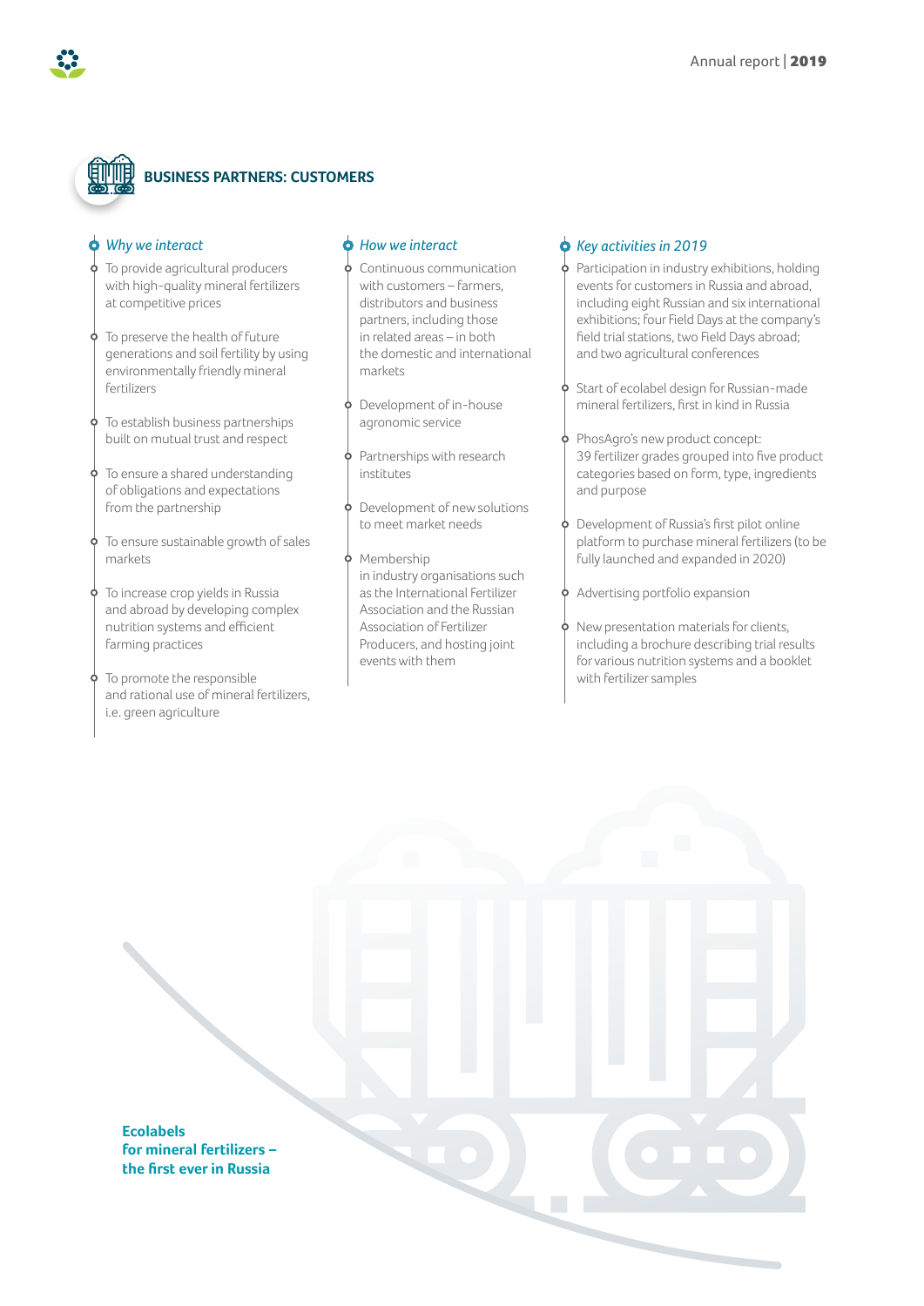## BUSINESS PARTNERS: CUSTOMERS

### *Why we interact*

- To provide agricultural producers with high-quality mineral fertilizers at competitive prices
- To preserve the health of future generations and soil fertility by using environmentally friendly mineral fertilizers
- To establish business partnerships built on mutual trust and respect
- To ensure a shared understanding of obligations and expectations from the partnership
- To ensure sustainable growth of sales markets
- To increase crop yields in Russia and abroad by developing complex nutrition systems and efficient farming practices
- To promote the responsible and rational use of mineral fertilizers, i.e. green agriculture

### *How we interact*

- Continuous communication with customers – farmers, distributors and business partners, including those in related areas – in both the domestic and international markets
- Development of in-house agronomic service
- Partnerships with research institutes
- Development of new solutions to meet market needs
- Membership in industry organisations such as the International Fertilizer Association and the Russian Association of Fertilizer Producers, and hosting joint events with them

### *Key activities in 2019*

- Participation in industry exhibitions, holding events for customers in Russia and abroad, including eight Russian and six international exhibitions; four Field Days at the company's field trial stations, two Field Days abroad; and two agricultural conferences
- Start of ecolabel design for Russian-made mineral fertilizers, first in kind in Russia
- PhosAgro's new product concept: 39 fertilizer grades grouped into five product categories based on form, type, ingredients and purpose
- Development of Russia's first pilot online platform to purchase mineral fertilizers (to be fully launched and expanded in 2020)
- Advertising portfolio expansion
- New presentation materials for clients, including a brochure describing trial results for various nutrition systems and a booklet with fertilizer samples

**Ecolabels for mineral fertilizers – the first ever in Russia**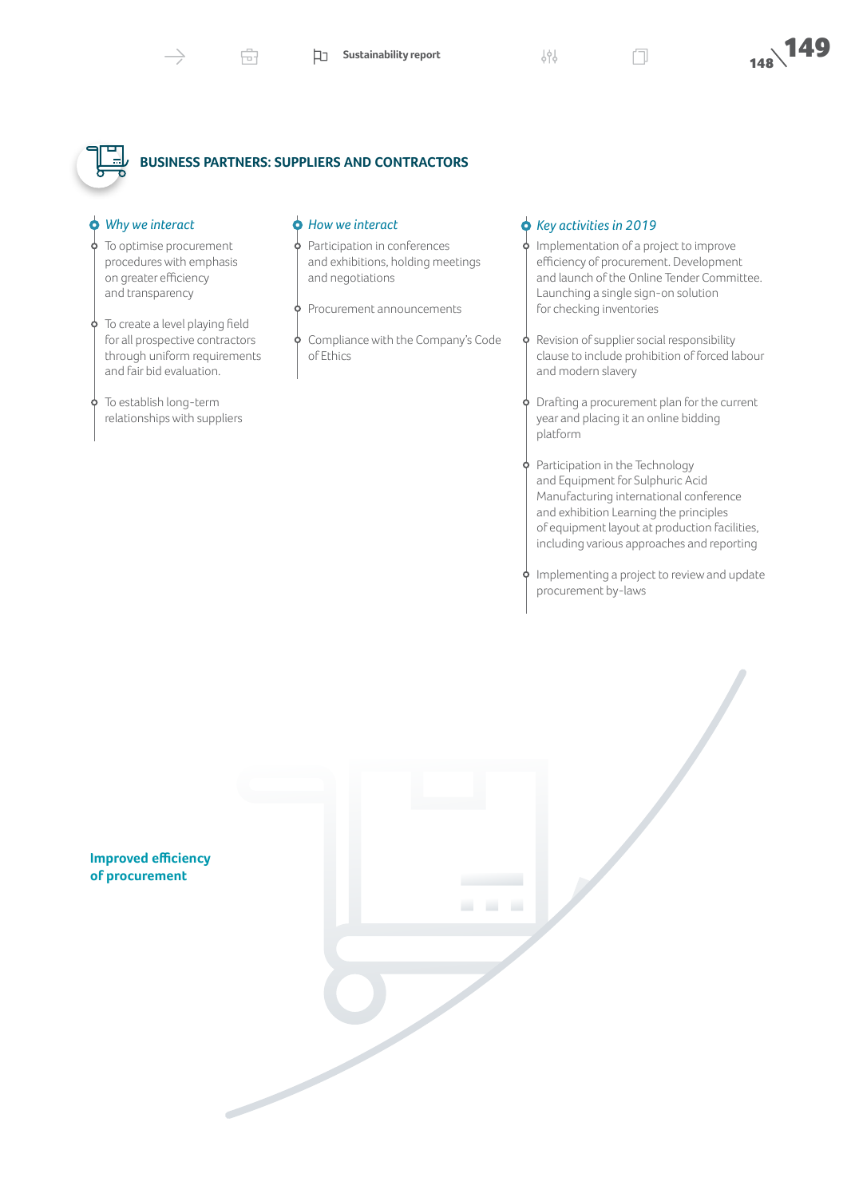## BUSINESS PARTNERS: SUPPLIERS AND CONTRACTORS

### *Why we interact*

- To optimise procurement procedures with emphasis on greater efficiency and transparency
- To create a level playing field for all prospective contractors through uniform requirements and fair bid evaluation.
- To establish long-term relationships with suppliers

### *How we interact*

- Participation in conferences and exhibitions, holding meetings and negotiations
- Procurement announcements
- Compliance with the Company's Code of Ethics

### *Key activities in 2019*

- Implementation of a project to improve efficiency of procurement. Development and launch of the Online Tender Committee. Launching a single sign-on solution for checking inventories
- Revision of supplier social responsibility clause to include prohibition of forced labour and modern slavery
- Drafting a procurement plan for the current year and placing it an online bidding platform
- Participation in the Technology and Equipment for Sulphuric Acid Manufacturing international conference and exhibition Learning the principles of equipment layout at production facilities, including various approaches and reporting
- Implementing a project to review and update procurement by-laws

**Improved efficiency of procurement**